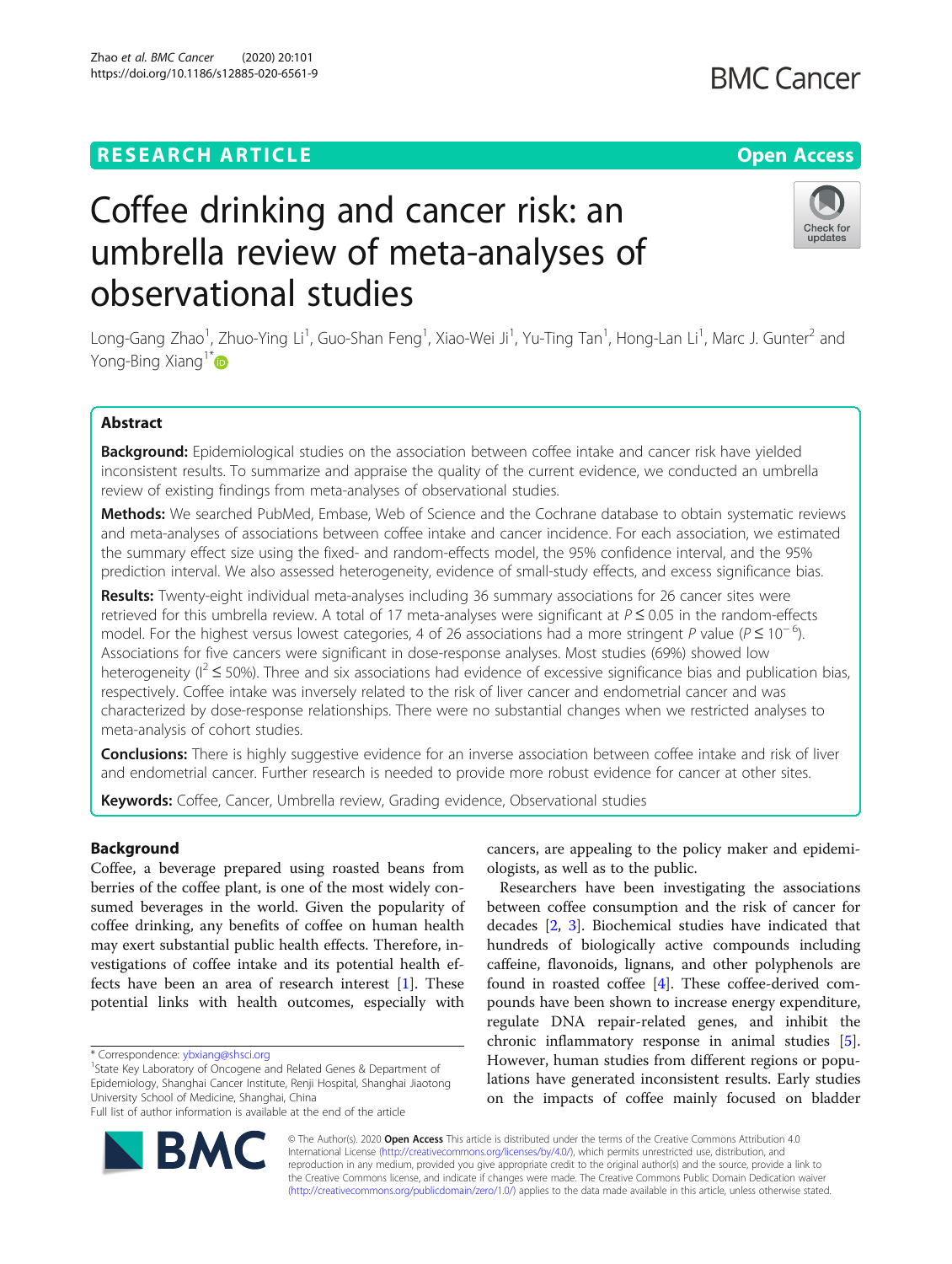# Coffee drinking and cancer risk: an umbrella review of meta-analyses of observational studies

Long-Gang Zhao[1], Zhuo-Ying Li[1], Guo-Shan Feng[1], Xiao-Wei Ji[1], Yu-Ting Tan[1], Hong-Lan Li[1], Marc J. Gunter[2] and Yong-Bing Xiang[1*]

## Abstract

**Background:** Epidemiological studies on the association between coffee intake and cancer risk have yielded inconsistent results. To summarize and appraise the quality of the current evidence, we conducted an umbrella review of existing findings from meta-analyses of observational studies.

**Methods:** We searched PubMed, Embase, Web of Science and the Cochrane database to obtain systematic reviews and meta-analyses of associations between coffee intake and cancer incidence. For each association, we estimated the summary effect size using the fixed- and random-effects model, the 95% confidence interval, and the 95% prediction interval. We also assessed heterogeneity, evidence of small-study effects, and excess significance bias.

**Results:** Twenty-eight individual meta-analyses including 36 summary associations for 26 cancer sites were retrieved for this umbrella review. A total of 17 meta-analyses were significant at $P \leq 0.05$ in the random-effects model. For the highest versus lowest categories, 4 of 26 associations had a more stringent $P$ value ($P \leq 10^{-6}$). Associations for five cancers were significant in dose-response analyses. Most studies (69%) showed low heterogeneity ($I^2 \leq 50\%$). Three and six associations had evidence of excessive significance bias and publication bias, respectively. Coffee intake was inversely related to the risk of liver cancer and endometrial cancer and was characterized by dose-response relationships. There were no substantial changes when we restricted analyses to meta-analysis of cohort studies.

**Conclusions:** There is highly suggestive evidence for an inverse association between coffee intake and risk of liver and endometrial cancer. Further research is needed to provide more robust evidence for cancer at other sites.

**Keywords:** Coffee, Cancer, Umbrella review, Grading evidence, Observational studies

## Background

Coffee, a beverage prepared using roasted beans from berries of the coffee plant, is one of the most widely consumed beverages in the world. Given the popularity of coffee drinking, any benefits of coffee on human health may exert substantial public health effects. Therefore, investigations of coffee intake and its potential health effects have been an area of research interest [1]. These potential links with health outcomes, especially with cancers, are appealing to the policy maker and epidemiologists, as well as to the public.

Researchers have been investigating the associations between coffee consumption and the risk of cancer for decades [2, 3]. Biochemical studies have indicated that hundreds of biologically active compounds including caffeine, flavonoids, lignans, and other polyphenols are found in roasted coffee [4]. These coffee-derived compounds have been shown to increase energy expenditure, regulate DNA repair-related genes, and inhibit the chronic inflammatory response in animal studies [5]. However, human studies from different regions or populations have generated inconsistent results. Early studies on the impacts of coffee mainly focused on bladder

\* Correspondence: ybxiang@shsci.org
[1]State Key Laboratory of Oncogene and Related Genes & Department of Epidemiology, Shanghai Cancer Institute, Renji Hospital, Shanghai Jiaotong University School of Medicine, Shanghai, China
Full list of author information is available at the end of the article

© The Author(s). 2020 **Open Access** This article is distributed under the terms of the Creative Commons Attribution 4.0 International License (http://creativecommons.org/licenses/by/4.0/), which permits unrestricted use, distribution, and reproduction in any medium, provided you give appropriate credit to the original author(s) and the source, provide a link to the Creative Commons license, and indicate if changes were made. The Creative Commons Public Domain Dedication waiver (http://creativecommons.org/publicdomain/zero/1.0/) applies to the data made available in this article, unless otherwise stated.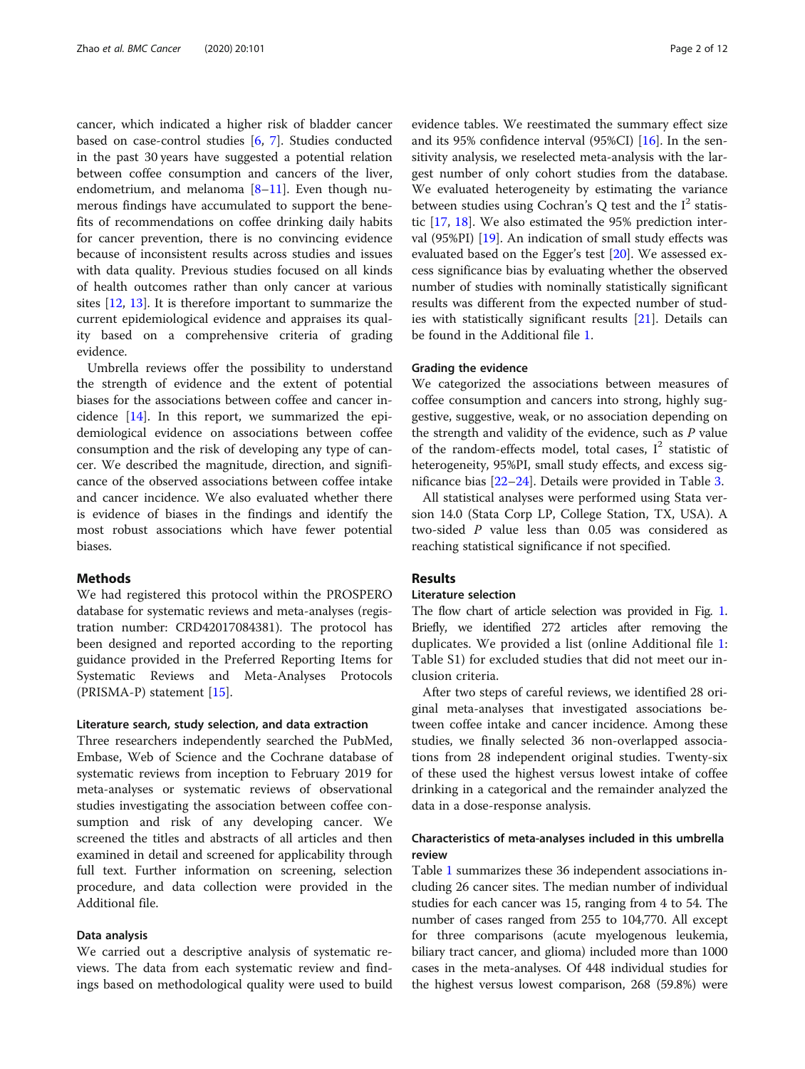cancer, which indicated a higher risk of bladder cancer based on case-control studies [6, 7]. Studies conducted in the past 30 years have suggested a potential relation between coffee consumption and cancers of the liver, endometrium, and melanoma [8–11]. Even though numerous findings have accumulated to support the benefits of recommendations on coffee drinking daily habits for cancer prevention, there is no convincing evidence because of inconsistent results across studies and issues with data quality. Previous studies focused on all kinds of health outcomes rather than only cancer at various sites [12, 13]. It is therefore important to summarize the current epidemiological evidence and appraises its quality based on a comprehensive criteria of grading evidence.

Umbrella reviews offer the possibility to understand the strength of evidence and the extent of potential biases for the associations between coffee and cancer incidence [14]. In this report, we summarized the epidemiological evidence on associations between coffee consumption and the risk of developing any type of cancer. We described the magnitude, direction, and significance of the observed associations between coffee intake and cancer incidence. We also evaluated whether there is evidence of biases in the findings and identify the most robust associations which have fewer potential biases.

## Methods

We had registered this protocol within the PROSPERO database for systematic reviews and meta-analyses (registration number: CRD42017084381). The protocol has been designed and reported according to the reporting guidance provided in the Preferred Reporting Items for Systematic Reviews and Meta-Analyses Protocols (PRISMA-P) statement [15].

### Literature search, study selection, and data extraction

Three researchers independently searched the PubMed, Embase, Web of Science and the Cochrane database of systematic reviews from inception to February 2019 for meta-analyses or systematic reviews of observational studies investigating the association between coffee consumption and risk of any developing cancer. We screened the titles and abstracts of all articles and then examined in detail and screened for applicability through full text. Further information on screening, selection procedure, and data collection were provided in the Additional file.

### Data analysis

We carried out a descriptive analysis of systematic reviews. The data from each systematic review and findings based on methodological quality were used to build evidence tables. We reestimated the summary effect size and its 95% confidence interval (95%CI) [16]. In the sensitivity analysis, we reselected meta-analysis with the largest number of only cohort studies from the database. We evaluated heterogeneity by estimating the variance between studies using Cochran's Q test and the $I^2$ statistic [17, 18]. We also estimated the 95% prediction interval (95%PI) [19]. An indication of small study effects was evaluated based on the Egger's test [20]. We assessed excess significance bias by evaluating whether the observed number of studies with nominally statistically significant results was different from the expected number of studies with statistically significant results [21]. Details can be found in the Additional file 1.

### Grading the evidence

We categorized the associations between measures of coffee consumption and cancers into strong, highly suggestive, suggestive, weak, or no association depending on the strength and validity of the evidence, such as *P* value of the random-effects model, total cases, $I^2$ statistic of heterogeneity, 95%PI, small study effects, and excess significance bias [22–24]. Details were provided in Table 3.

All statistical analyses were performed using Stata version 14.0 (Stata Corp LP, College Station, TX, USA). A two-sided *P* value less than 0.05 was considered as reaching statistical significance if not specified.

## Results

### Literature selection

The flow chart of article selection was provided in Fig. 1. Briefly, we identified 272 articles after removing the duplicates. We provided a list (online Additional file 1: Table S1) for excluded studies that did not meet our inclusion criteria.

After two steps of careful reviews, we identified 28 original meta-analyses that investigated associations between coffee intake and cancer incidence. Among these studies, we finally selected 36 non-overlapped associations from 28 independent original studies. Twenty-six of these used the highest versus lowest intake of coffee drinking in a categorical and the remainder analyzed the data in a dose-response analysis.

### Characteristics of meta-analyses included in this umbrella review

Table 1 summarizes these 36 independent associations including 26 cancer sites. The median number of individual studies for each cancer was 15, ranging from 4 to 54. The number of cases ranged from 255 to 104,770. All except for three comparisons (acute myelogenous leukemia, biliary tract cancer, and glioma) included more than 1000 cases in the meta-analyses. Of 448 individual studies for the highest versus lowest comparison, 268 (59.8%) were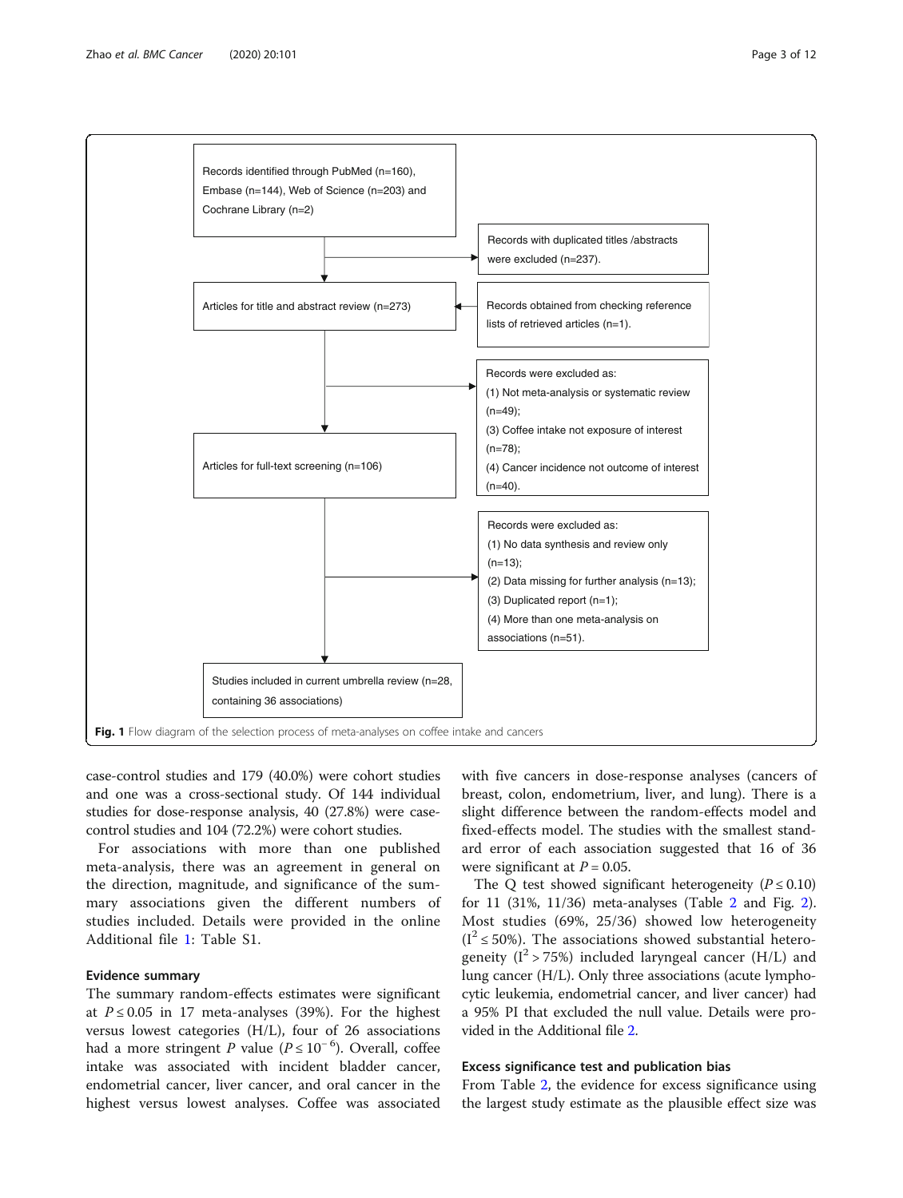Records identified through PubMed (n=160), Embase (n=144), Web of Science (n=203) and Cochrane Library (n=2)

Records with duplicated titles /abstracts were excluded (n=237).

Articles for title and abstract review (n=273)

Records obtained from checking reference lists of retrieved articles (n=1).

Records were excluded as:
(1) Not meta-analysis or systematic review (n=49);
(3) Coffee intake not exposure of interest (n=78);
(4) Cancer incidence not outcome of interest (n=40).

Articles for full-text screening (n=106)

Records were excluded as:
(1) No data synthesis and review only (n=13);
(2) Data missing for further analysis (n=13);
(3) Duplicated report (n=1);
(4) More than one meta-analysis on associations (n=51).

Studies included in current umbrella review (n=28, containing 36 associations)

**Fig. 1** Flow diagram of the selection process of meta-analyses on coffee intake and cancers

case-control studies and 179 (40.0%) were cohort studies and one was a cross-sectional study. Of 144 individual studies for dose-response analysis, 40 (27.8%) were case-control studies and 104 (72.2%) were cohort studies.

For associations with more than one published meta-analysis, there was an agreement in general on the direction, magnitude, and significance of the summary associations given the different numbers of studies included. Details were provided in the online Additional file 1: Table S1.

### Evidence summary

The summary random-effects estimates were significant at $P \leq 0.05$ in 17 meta-analyses (39%). For the highest versus lowest categories (H/L), four of 26 associations had a more stringent P value ($P \leq 10^{-6}$). Overall, coffee intake was associated with incident bladder cancer, endometrial cancer, liver cancer, and oral cancer in the highest versus lowest analyses. Coffee was associated with five cancers in dose-response analyses (cancers of breast, colon, endometrium, liver, and lung). There is a slight difference between the random-effects model and fixed-effects model. The studies with the smallest standard error of each association suggested that 16 of 36 were significant at $P = 0.05$.

The Q test showed significant heterogeneity ($P \leq 0.10$) for 11 (31%, 11/36) meta-analyses (Table 2 and Fig. 2). Most studies (69%, 25/36) showed low heterogeneity ($I^2 \leq 50\%$). The associations showed substantial heterogeneity ($I^2 > 75\%$) included laryngeal cancer (H/L) and lung cancer (H/L). Only three associations (acute lymphocytic leukemia, endometrial cancer, and liver cancer) had a 95% PI that excluded the null value. Details were provided in the Additional file 2.

### Excess significance test and publication bias

From Table 2, the evidence for excess significance using the largest study estimate as the plausible effect size was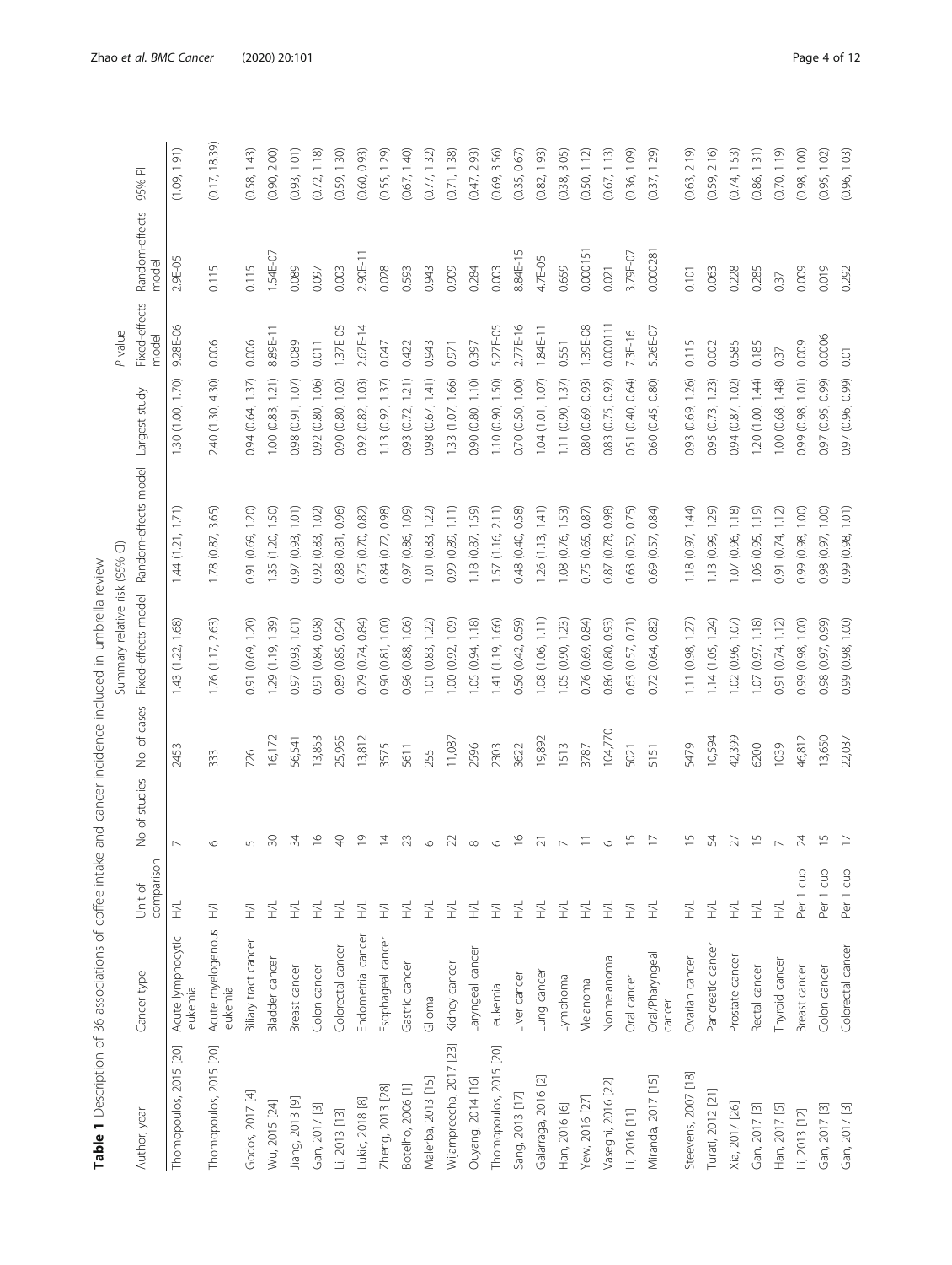**Table 1** Description of 36 associations of coffee intake and cancer incidence included in umbrella review

| Author, year | Cancer type | Unit of comparison | No of studies | No. of cases | Summary relative risk (95% CI) | | | P value | | 95% PI |
|---|---|---|---|---|---|---|---|---|---|---|
| | | | | | Fixed-effects model | Random-effects model | Largest study | Fixed-effects model | Random-effects model | |
| Thomopoulos, 2015 [20] | Acute lymphocytic leukemia | H/L | 7 | 2453 | 1.43 (1.22, 1.68) | 1.44 (1.21, 1.71) | 1.30 (1.00, 1.70) | 9.28E-06 | 2.9E-05 | (1.09, 1.91) |
| Thomopoulos, 2015 [20] | Acute myelogenous leukemia | H/L | 6 | 333 | 1.76 (1.17, 2.63) | 1.78 (0.87, 3.65) | 2.40 (1.30, 4.30) | 0.006 | 0.115 | (0.17, 18.39) |
| Godos, 2017 [4] | Biliary tract cancer | H/L | 5 | 726 | 0.91 (0.69, 1.20) | 0.91 (0.69, 1.20) | 0.94 (0.64, 1.37) | 0.006 | 0.115 | (0.58, 1.43) |
| Wu, 2015 [24] | Bladder cancer | H/L | 30 | 16,172 | 1.29 (1.19, 1.39) | 1.35 (1.20, 1.50) | 1.00 (0.83, 1.21) | 8.89E-11 | 1.54E-07 | (0.90, 2.00) |
| Jiang, 2013 [9] | Breast cancer | H/L | 34 | 56,541 | 0.97 (0.93, 1.01) | 0.97 (0.93, 1.01) | 0.98 (0.91, 1.07) | 0.089 | 0.089 | (0.93, 1.01) |
| Gan, 2017 [3] | Colon cancer | H/L | 16 | 13,853 | 0.91 (0.84, 0.98) | 0.92 (0.83, 1.02) | 0.92 (0.80, 1.06) | 0.011 | 0.097 | (0.72, 1.18) |
| Li, 2013 [13] | Colorectal cancer | H/L | 40 | 25,965 | 0.89 (0.85, 0.94) | 0.88 (0.81, 0.96) | 0.90 (0.80, 1.02) | 1.37E-05 | 0.003 | (0.59, 1.30) |
| Lukic, 2018 [8] | Endometrial cancer | H/L | 19 | 13,812 | 0.79 (0.74, 0.84) | 0.75 (0.70, 0.82) | 0.92 (0.82, 1.03) | 2.67E-14 | 2.90E-11 | (0.60, 0.93) |
| Zheng, 2013 [28] | Esophageal cancer | H/L | 14 | 3575 | 0.90 (0.81, 1.00) | 0.84 (0.72, 0.98) | 1.13 (0.92, 1.37) | 0.047 | 0.028 | (0.55, 1.29) |
| Botelho, 2006 [1] | Gastric cancer | H/L | 23 | 5611 | 0.96 (0.88, 1.06) | 0.97 (0.86, 1.09) | 0.93 (0.72, 1.21) | 0.422 | 0.593 | (0.67, 1.40) |
| Malerba, 2013 [15] | Glioma | H/L | 6 | 255 | 1.01 (0.83, 1.22) | 1.01 (0.83, 1.22) | 0.98 (0.67, 1.41) | 0.943 | 0.943 | (0.77, 1.32) |
| Wijarnpreecha, 2017 [23] | Kidney cancer | H/L | 22 | 11,087 | 1.00 (0.92, 1.09) | 0.99 (0.89, 1.11) | 1.33 (1.07, 1.66) | 0.971 | 0.909 | (0.71, 1.38) |
| Ouyang, 2014 [16] | Laryngeal cancer | H/L | 8 | 2596 | 1.05 (0.94, 1.18) | 1.18 (0.87, 1.59) | 0.90 (0.80, 1.10) | 0.397 | 0.284 | (0.47, 2.93) |
| Thomopoulos, 2015 [20] | Leukemia | H/L | 6 | 2303 | 1.41 (1.19, 1.66) | 1.57 (1.16, 2.11) | 1.10 (0.90, 1.50) | 5.27E-05 | 0.003 | (0.69, 3.56) |
| Sang, 2013 [17] | Liver cancer | H/L | 16 | 3622 | 0.50 (0.42, 0.59) | 0.48 (0.40, 0.58) | 0.70 (0.50, 1.00) | 2.77E-16 | 8.84E-15 | (0.35, 0.67) |
| Galarraga, 2016 [2] | Lung cancer | H/L | 21 | 19,892 | 1.08 (1.06, 1.11) | 1.26 (1.13, 1.41) | 1.04 (1.01, 1.07) | 1.84E-11 | 4.7E-05 | (0.82, 1.93) |
| Han, 2016 [6] | Lymphoma | H/L | 7 | 1513 | 1.05 (0.90, 1.23) | 1.08 (0.76, 1.53) | 1.11 (0.90, 1.37) | 0.551 | 0.659 | (0.38, 3.05) |
| Yew, 2016 [27] | Melanoma | H/L | 11 | 3787 | 0.76 (0.69, 0.84) | 0.75 (0.65, 0.87) | 0.80 (0.69, 0.93) | 1.39E-08 | 0.000151 | (0.50, 1.12) |
| Vaseghi, 2016 [22] | Nonmelanoma | H/L | 6 | 104,770 | 0.86 (0.80, 0.93) | 0.87 (0.78, 0.98) | 0.83 (0.75, 0.92) | 0.000111 | 0.021 | (0.67, 1.13) |
| Li, 2016 [11] | Oral cancer | H/L | 15 | 5021 | 0.63 (0.57, 0.71) | 0.63 (0.52, 0.75) | 0.51 (0.40, 0.64) | 7.3E-16 | 3.79E-07 | (0.36, 1.09) |
| Miranda, 2017 [15] | Oral/Pharyngeal cancer | H/L | 17 | 5151 | 0.72 (0.64, 0.82) | 0.69 (0.57, 0.84) | 0.60 (0.45, 0.80) | 5.26E-07 | 0.000281 | (0.37, 1.29) |
| Steevens, 2007 [18] | Ovarian cancer | H/L | 15 | 5479 | 1.11 (0.98, 1.27) | 1.18 (0.97, 1.44) | 0.93 (0.69, 1.26) | 0.115 | 0.101 | (0.63, 2.19) |
| Turati, 2012 [21] | Pancreatic cancer | H/L | 54 | 10,594 | 1.14 (1.05, 1.24) | 1.13 (0.99, 1.29) | 0.95 (0.73, 1.23) | 0.002 | 0.063 | (0.59, 2.16) |
| Xia, 2017 [26] | Prostate cancer | H/L | 27 | 42,399 | 1.02 (0.96, 1.07) | 1.07 (0.96, 1.18) | 0.94 (0.87, 1.02) | 0.585 | 0.228 | (0.74, 1.53) |
| Gan, 2017 [3] | Rectal cancer | H/L | 15 | 6200 | 1.07 (0.97, 1.18) | 1.06 (0.95, 1.19) | 1.20 (1.00, 1.44) | 0.185 | 0.285 | (0.86, 1.31) |
| Han, 2017 [5] | Thyroid cancer | H/L | 7 | 1039 | 0.91 (0.74, 1.12) | 0.91 (0.74, 1.12) | 1.00 (0.68, 1.48) | 0.37 | 0.37 | (0.70, 1.19) |
| Li, 2013 [12] | Breast cancer | Per 1 cup | 24 | 46,812 | 0.99 (0.98, 1.00) | 0.99 (0.98, 1.00) | 0.99 (0.98, 1.01) | 0.009 | 0.009 | (0.98, 1.00) |
| Gan, 2017 [3] | Colon cancer | Per 1 cup | 15 | 13,650 | 0.98 (0.97, 0.99) | 0.98 (0.97, 1.00) | 0.97 (0.95, 0.99) | 0.0006 | 0.019 | (0.95, 1.02) |
| Gan, 2017 [3] | Colorectal cancer | Per 1 cup | 17 | 22,037 | 0.99 (0.98, 1.00) | 0.99 (0.98, 1.01) | 0.97 (0.96, 0.99) | 0.01 | 0.292 | (0.96, 1.03) |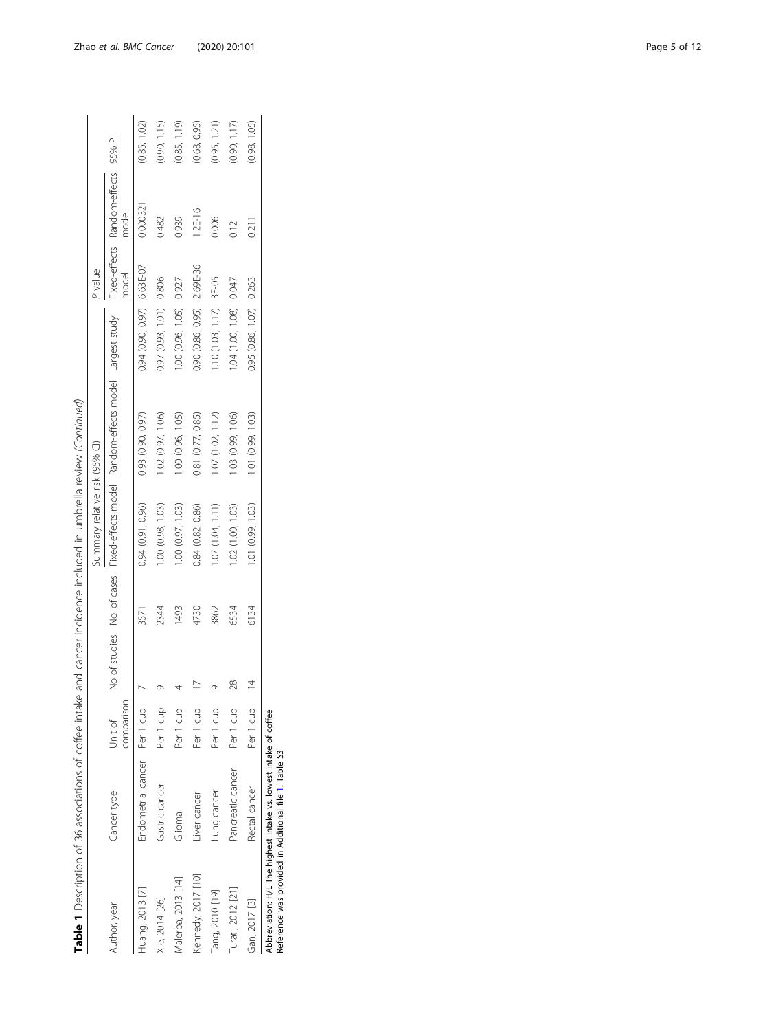**Table 1** Description of 36 associations of coffee intake and cancer incidence included in umbrella review *(Continued)*

| Author, year | Cancer type | Unit of comparison | No of studies | No. of cases | Summary relative risk (95% CI) | | | *P* value | | 95% PI |
|---|---|---|---|---|---|---|---|---|---|---|
| | | | | | Fixed-effects model | Random-effects model | Largest study | Fixed-effects model | Random-effects model | |
| Huang, 2013 [7] | Endometrial cancer | Per 1 cup | 7 | 3571 | 0.94 (0.91, 0.96) | 0.93 (0.90, 0.97) | 0.94 (0.90, 0.97) | 6.63E-07 | 0.000321 | (0.85, 1.02) |
| Xie, 2014 [26] | Gastric cancer | Per 1 cup | 9 | 2344 | 1.00 (0.98, 1.03) | 1.02 (0.97, 1.06) | 0.97 (0.93, 1.01) | 0.806 | 0.482 | (0.90, 1.15) |
| Malerba, 2013 [14] | Glioma | Per 1 cup | 4 | 1493 | 1.00 (0.97, 1.03) | 1.00 (0.96, 1.05) | 1.00 (0.96, 1.05) | 0.927 | 0.939 | (0.85, 1.19) |
| Kennedy, 2017 [10] | Liver cancer | Per 1 cup | 17 | 4730 | 0.84 (0.82, 0.86) | 0.81 (0.77, 0.85) | 0.90 (0.86, 0.95) | 2.69E-36 | 1.2E-16 | (0.68, 0.95) |
| Tang, 2010 [19] | Lung cancer | Per 1 cup | 9 | 3862 | 1.07 (1.04, 1.11) | 1.07 (1.02, 1.12) | 1.10 (1.03, 1.17) | 3E-05 | 0.006 | (0.95, 1.21) |
| Turati, 2012 [21] | Pancreatic cancer | Per 1 cup | 28 | 6534 | 1.02 (1.00, 1.03) | 1.03 (0.99, 1.06) | 1.04 (1.00, 1.08) | 0.047 | 0.12 | (0.90, 1.17) |
| Gan, 2017 [3] | Rectal cancer | Per 1 cup | 14 | 6134 | 1.01 (0.99, 1.03) | 1.01 (0.99, 1.03) | 0.95 (0.86, 1.07) | 0.263 | 0.211 | (0.98, 1.05) |

Abbreviation: H/L The highest intake vs. lowest intake of coffee
Reference was provided in Additional file 1: Table S3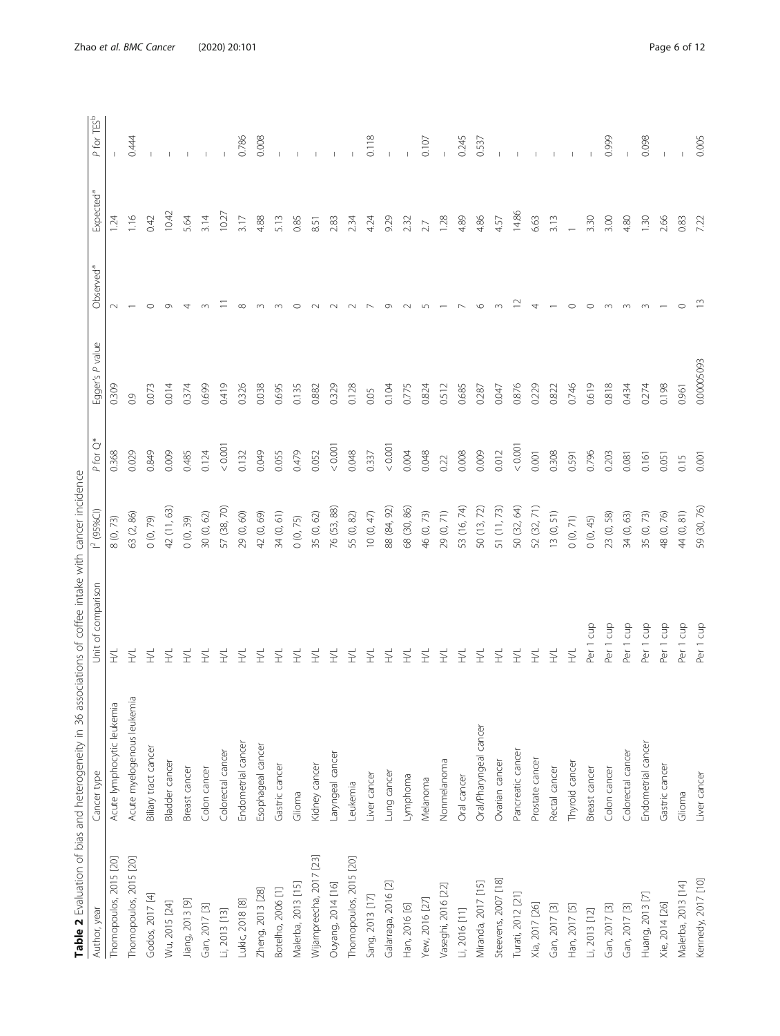**Table 2** Evaluation of bias and heterogeneity in 36 associations of coffee intake with cancer incidence

| Author, year | Cancer type | Unit of comparison | $I^2$ (95%CI) | P for Q* | Egger's P value | Observed[a] | Expected[a] | P for TES[b] |
|---|---|---|---|---|---|---|---|---|
| Thomopoulos, 2015 [20] | Acute lymphocytic leukemia | H/L | 8 (0, 73) | 0.368 | 0.309 | 2 | 1.24 | – |
| Thomopoulos, 2015 [20] | Acute myelogenous leukemia | H/L | 63 (2, 86) | 0.029 | 0.9 | 1 | 1.16 | 0.444 |
| Godos, 2017 [4] | Biliary tract cancer | H/L | 0 (0, 79) | 0.849 | 0.073 | 0 | 0.42 | – |
| Wu, 2015 [24] | Bladder cancer | H/L | 42 (11, 63) | 0.009 | 0.014 | 9 | 10.42 | – |
| Jiang, 2013 [9] | Breast cancer | H/L | 0 (0, 39) | 0.485 | 0.374 | 4 | 5.64 | – |
| Gan, 2017 [3] | Colon cancer | H/L | 30 (0, 62) | 0.124 | 0.699 | 3 | 3.14 | – |
| Li, 2013 [13] | Colorectal cancer | H/L | 57 (38, 70) | < 0.001 | 0.419 | 11 | 10.27 | – |
| Lukic, 2018 [8] | Endometrial cancer | H/L | 29 (0, 60) | 0.132 | 0.326 | 8 | 3.17 | 0.786 |
| Zheng, 2013 [28] | Esophageal cancer | H/L | 42 (0, 69) | 0.049 | 0.038 | 3 | 4.88 | 0.008 |
| Botelho, 2006 [1] | Gastric cancer | H/L | 34 (0, 61) | 0.055 | 0.695 | 3 | 5.13 | – |
| Malerba, 2013 [15] | Glioma | H/L | 0 (0, 75) | 0.479 | 0.135 | 0 | 0.85 | – |
| Wijarnpreecha, 2017 [23] | Kidney cancer | H/L | 35 (0, 62) | 0.052 | 0.882 | 2 | 8.51 | – |
| Ouyang, 2014 [16] | Laryngeal cancer | H/L | 76 (53, 88) | < 0.001 | 0.329 | 2 | 2.83 | – |
| Thomopoulos, 2015 [20] | Leukemia | H/L | 55 (0, 82) | 0.048 | 0.128 | 2 | 2.34 | – |
| Sang, 2013 [17] | Liver cancer | H/L | 10 (0, 47) | 0.337 | 0.05 | 7 | 4.24 | 0.118 |
| Galarraga, 2016 [2] | Lung cancer | H/L | 88 (84, 92) | < 0.001 | 0.104 | 9 | 9.29 | – |
| Han, 2016 [6] | Lymphoma | H/L | 68 (30, 86) | 0.004 | 0.775 | 2 | 2.32 | – |
| Yew, 2016 [27] | Melanoma | H/L | 46 (0, 73) | 0.048 | 0.824 | 5 | 2.7 | 0.107 |
| Vaseghi, 2016 [22] | Nonmelanoma | H/L | 29 (0, 71) | 0.22 | 0.512 | 1 | 1.28 | – |
| Li, 2016 [11] | Oral cancer | H/L | 53 (16, 74) | 0.008 | 0.685 | 7 | 4.89 | 0.245 |
| Miranda, 2017 [15] | Oral/Pharyngeal cancer | H/L | 50 (13, 72) | 0.009 | 0.287 | 6 | 4.86 | 0.537 |
| Steevens, 2007 [18] | Ovarian cancer | H/L | 51 (11, 73) | 0.012 | 0.047 | 3 | 4.57 | – |
| Turati, 2012 [21] | Pancreatic cancer | H/L | 50 (32, 64) | < 0.001 | 0.876 | 12 | 14.86 | – |
| Xia, 2017 [26] | Prostate cancer | H/L | 52 (32, 71) | 0.001 | 0.229 | 4 | 6.63 | – |
| Gan, 2017 [3] | Rectal cancer | H/L | 13 (0, 51) | 0.308 | 0.822 | 1 | 3.13 | – |
| Han, 2017 [5] | Thyroid cancer | H/L | 0 (0, 71) | 0.591 | 0.746 | 0 | 1 | – |
| Li, 2013 [12] | Breast cancer | Per 1 cup | 0 (0, 45) | 0.796 | 0.619 | 0 | 3.30 | – |
| Gan, 2017 [3] | Colon cancer | Per 1 cup | 23 (0, 58) | 0.203 | 0.818 | 3 | 3.00 | 0.999 |
| Gan, 2017 [3] | Colorectal cancer | Per 1 cup | 34 (0, 63) | 0.081 | 0.434 | 3 | 4.80 | – |
| Huang, 2013 [7] | Endometrial cancer | Per 1 cup | 35 (0, 73) | 0.161 | 0.274 | 3 | 1.30 | 0.098 |
| Xie, 2014 [26] | Gastric cancer | Per 1 cup | 48 (0, 76) | 0.051 | 0.198 | 1 | 2.66 | – |
| Malerba, 2013 [14] | Glioma | Per 1 cup | 44 (0, 81) | 0.15 | 0.961 | 0 | 0.83 | – |
| Kennedy, 2017 [10] | Liver cancer | Per 1 cup | 59 (30, 76) | 0.001 | 0.00005093 | 13 | 7.22 | 0.005 |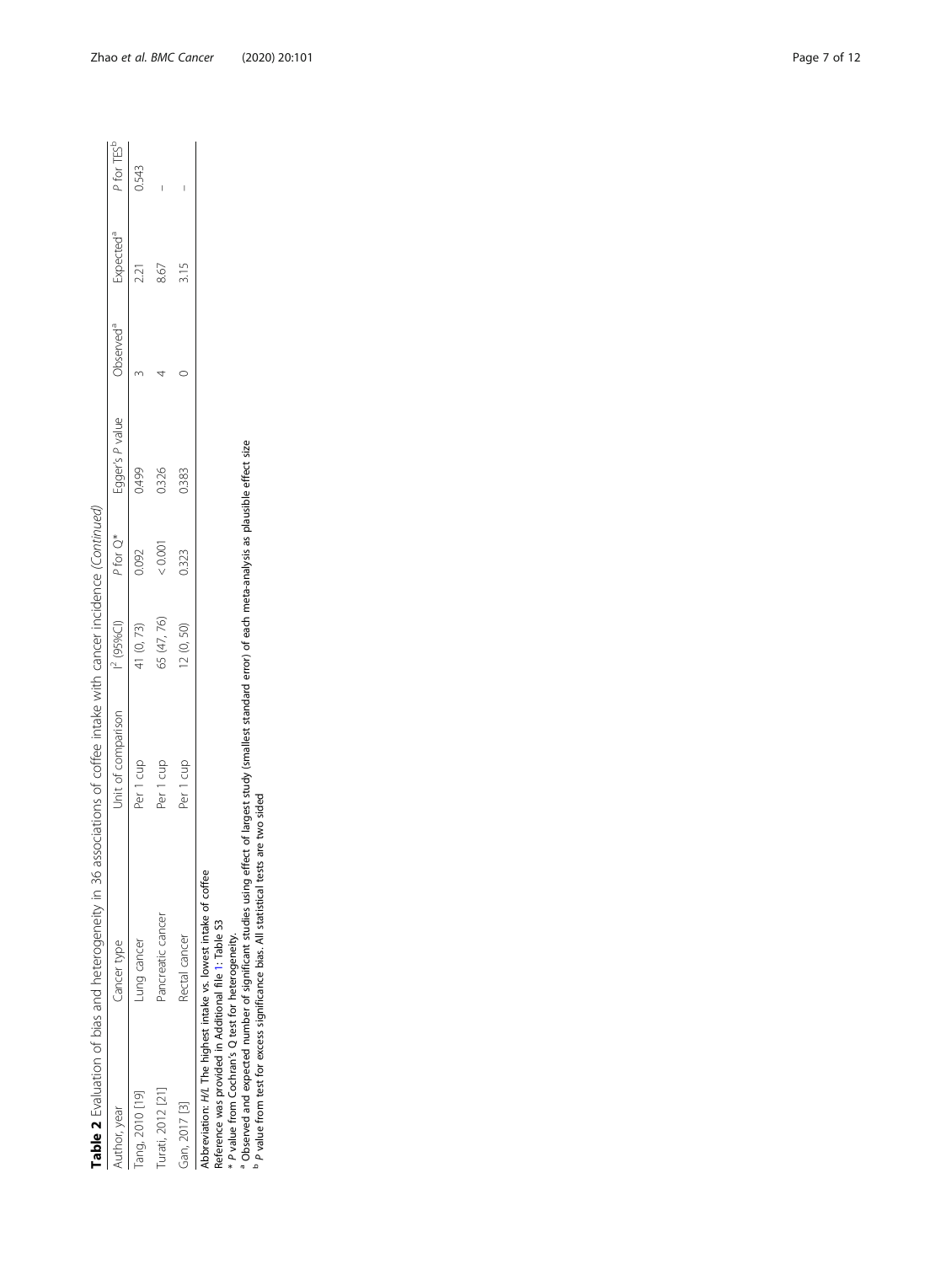**Table 2** Evaluation of bias and heterogeneity in 36 associations of coffee intake with cancer incidence (*Continued*)

| Author, year | Cancer type | Unit of comparison | $I^2$ (95%CI) | P for Q* | Egger's P value | Observed[a] | Expected[a] | P for TES[b] |
|---|---|---|---|---|---|---|---|---|
| Tang, 2010 [19] | Lung cancer | Per 1 cup | 41 (0, 73) | 0.092 | 0.499 | 3 | 2.21 | 0.543 |
| Turati, 2012 [21] | Pancreatic cancer | Per 1 cup | 65 (47, 76) | < 0.001 | 0.326 | 4 | 8.67 | – |
| Gan, 2017 [3] | Rectal cancer | Per 1 cup | 12 (0, 50) | 0.323 | 0.383 | 0 | 3.15 | – |

Abbreviation: *H/L* The highest intake vs. lowest intake of coffee
Reference was provided in Additional file 1: Table S3
\* *P* value from Cochran's Q test for heterogeneity.
[a] Observed and expected number of significant studies using effect of largest study (smallest standard error) of each meta-analysis as plausible effect size
[b] *P* value from test for excess significance bias. All statistical tests are two sided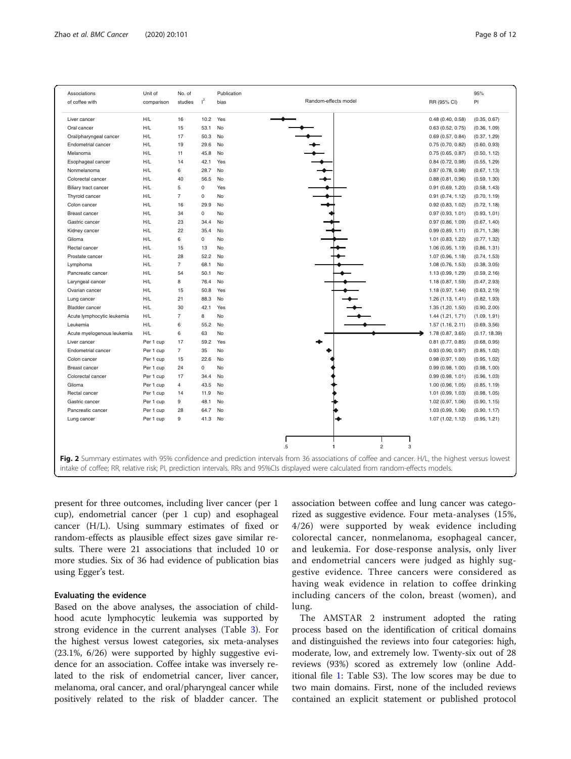| Associations of coffee with | Unit of comparison | No. of studies | $I^2$ | Publication bias | RR (95% CI) | 95% PI |
|---|---|---|---|---|---|---|
| Liver cancer | H/L | 16 | 10.2 | Yes | 0.48 (0.40, 0.58) | (0.35, 0.67) |
| Oral cancer | H/L | 15 | 53.1 | No | 0.63 (0.52, 0.75) | (0.36, 1.09) |
| Oral/pharyngeal cancer | H/L | 17 | 50.3 | No | 0.69 (0.57, 0.84) | (0.37, 1.29) |
| Endometrial cancer | H/L | 19 | 29.6 | No | 0.75 (0.70, 0.82) | (0.60, 0.93) |
| Melanoma | H/L | 11 | 45.8 | No | 0.75 (0.65, 0.87) | (0.50, 1.12) |
| Esophageal cancer | H/L | 14 | 42.1 | Yes | 0.84 (0.72, 0.98) | (0.55, 1.29) |
| Nonmelanoma | H/L | 6 | 28.7 | No | 0.87 (0.78, 0.98) | (0.67, 1.13) |
| Colorectal cancer | H/L | 40 | 56.5 | No | 0.88 (0.81, 0.96) | (0.59, 1.30) |
| Biliary tract cancer | H/L | 5 | 0 | Yes | 0.91 (0.69, 1.20) | (0.58, 1.43) |
| Thyroid cancer | H/L | 7 | 0 | No | 0.91 (0.74, 1.12) | (0.70, 1.19) |
| Colon cancer | H/L | 16 | 29.9 | No | 0.92 (0.83, 1.02) | (0.72, 1.18) |
| Breast cancer | H/L | 34 | 0 | No | 0.97 (0.93, 1.01) | (0.93, 1.01) |
| Gastric cancer | H/L | 23 | 34.4 | No | 0.97 (0.86, 1.09) | (0.67, 1.40) |
| Kidney cancer | H/L | 22 | 35.4 | No | 0.99 (0.89, 1.11) | (0.71, 1.38) |
| Glioma | H/L | 6 | 0 | No | 1.01 (0.83, 1.22) | (0.77, 1.32) |
| Rectal cancer | H/L | 15 | 13 | No | 1.06 (0.95, 1.19) | (0.86, 1.31) |
| Prostate cancer | H/L | 28 | 52.2 | No | 1.07 (0.96, 1.18) | (0.74, 1.53) |
| Lymphoma | H/L | 7 | 68.1 | No | 1.08 (0.76, 1.53) | (0.38, 3.05) |
| Pancreatic cancer | H/L | 54 | 50.1 | No | 1.13 (0.99, 1.29) | (0.59, 2.16) |
| Laryngeal cancer | H/L | 8 | 76.4 | No | 1.18 (0.87, 1.59) | (0.47, 2.93) |
| Ovarian cancer | H/L | 15 | 50.8 | Yes | 1.18 (0.97, 1.44) | (0.63, 2.19) |
| Lung cancer | H/L | 21 | 88.3 | No | 1.26 (1.13, 1.41) | (0.82, 1.93) |
| Bladder cancer | H/L | 30 | 42.1 | Yes | 1.35 (1.20, 1.50) | (0.90, 2.00) |
| Acute lymphocytic leukemia | H/L | 7 | 8 | No | 1.44 (1.21, 1.71) | (1.09, 1.91) |
| Leukemia | H/L | 6 | 55.2 | No | 1.57 (1.16, 2.11) | (0.69, 3.56) |
| Acute myelogenous leukemia | H/L | 6 | 63 | No | 1.78 (0.87, 3.65) | (0.17, 18.39) |
| Liver cancer | Per 1 cup | 17 | 59.2 | Yes | 0.81 (0.77, 0.85) | (0.68, 0.95) |
| Endometrial cancer | Per 1 cup | 7 | 35 | No | 0.93 (0.90, 0.97) | (0.85, 1.02) |
| Colon cancer | Per 1 cup | 15 | 22.6 | No | 0.98 (0.97, 1.00) | (0.95, 1.02) |
| Breast cancer | Per 1 cup | 24 | 0 | No | 0.99 (0.98, 1.00) | (0.98, 1.00) |
| Colorectal cancer | Per 1 cup | 17 | 34.4 | No | 0.99 (0.98, 1.01) | (0.96, 1.03) |
| Glioma | Per 1 cup | 4 | 43.5 | No | 1.00 (0.96, 1.05) | (0.85, 1.19) |
| Rectal cancer | Per 1 cup | 14 | 11.9 | No | 1.01 (0.99, 1.03) | (0.98, 1.05) |
| Gastric cancer | Per 1 cup | 9 | 48.1 | No | 1.02 (0.97, 1.06) | (0.90, 1.15) |
| Pancreatic cancer | Per 1 cup | 28 | 64.7 | No | 1.03 (0.99, 1.06) | (0.90, 1.17) |
| Lung cancer | Per 1 cup | 9 | 41.3 | No | 1.07 (1.02, 1.12) | (0.95, 1.21) |

**Fig. 2** Summary estimates with 95% confidence and prediction intervals from 36 associations of coffee and cancer. H/L, the highest versus lowest intake of coffee; RR, relative risk; PI, prediction intervals. RRs and 95%CIs displayed were calculated from random-effects models.

present for three outcomes, including liver cancer (per 1 cup), endometrial cancer (per 1 cup) and esophageal cancer (H/L). Using summary estimates of fixed or random-effects as plausible effect sizes gave similar results. There were 21 associations that included 10 or more studies. Six of 36 had evidence of publication bias using Egger's test.

### Evaluating the evidence

Based on the above analyses, the association of childhood acute lymphocytic leukemia was supported by strong evidence in the current analyses (Table 3). For the highest versus lowest categories, six meta-analyses (23.1%, 6/26) were supported by highly suggestive evidence for an association. Coffee intake was inversely related to the risk of endometrial cancer, liver cancer, melanoma, oral cancer, and oral/pharyngeal cancer while positively related to the risk of bladder cancer. The association between coffee and lung cancer was categorized as suggestive evidence. Four meta-analyses (15%, 4/26) were supported by weak evidence including colorectal cancer, nonmelanoma, esophageal cancer, and leukemia. For dose-response analysis, only liver and endometrial cancers were judged as highly suggestive evidence. Three cancers were considered as having weak evidence in relation to coffee drinking including cancers of the colon, breast (women), and lung.

The AMSTAR 2 instrument adopted the rating process based on the identification of critical domains and distinguished the reviews into four categories: high, moderate, low, and extremely low. Twenty-six out of 28 reviews (93%) scored as extremely low (online Additional file 1: Table S3). The low scores may be due to two main domains. First, none of the included reviews contained an explicit statement or published protocol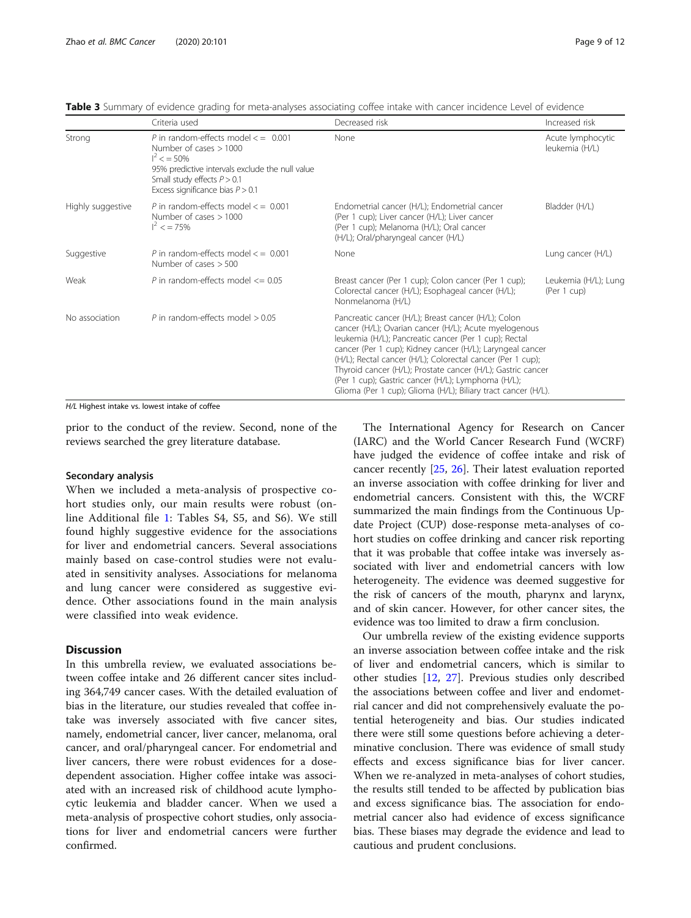**Table 3** Summary of evidence grading for meta-analyses associating coffee intake with cancer incidence Level of evidence

| | Criteria used | Decreased risk | Increased risk |
|---|---|---|---|
| Strong | *P* in random-effects model <= 0.001<br>Number of cases > 1000<br>$I^2 <= 50\%$<br>95% predictive intervals exclude the null value<br>Small study effects $P > 0.1$<br>Excess significance bias $P > 0.1$ | None | Acute lymphocytic leukemia (H/L) |
| Highly suggestive | *P* in random-effects model <= 0.001<br>Number of cases > 1000<br>$I^2 <= 75\%$ | Endometrial cancer (H/L); Endometrial cancer (Per 1 cup); Liver cancer (H/L); Liver cancer (Per 1 cup); Melanoma (H/L); Oral cancer (H/L); Oral/pharyngeal cancer (H/L) | Bladder (H/L) |
| Suggestive | *P* in random-effects model <= 0.001<br>Number of cases > 500 | None | Lung cancer (H/L) |
| Weak | *P* in random-effects model <= 0.05 | Breast cancer (Per 1 cup); Colon cancer (Per 1 cup); Colorectal cancer (H/L); Esophageal cancer (H/L); Nonmelanoma (H/L) | Leukemia (H/L); Lung (Per 1 cup) |
| No association | *P* in random-effects model > 0.05 | Pancreatic cancer (H/L); Breast cancer (H/L); Colon cancer (H/L); Ovarian cancer (H/L); Acute myelogenous leukemia (H/L); Pancreatic cancer (Per 1 cup); Rectal cancer (Per 1 cup); Kidney cancer (H/L); Laryngeal cancer (H/L); Rectal cancer (H/L); Colorectal cancer (Per 1 cup); Thyroid cancer (H/L); Prostate cancer (H/L); Gastric cancer (Per 1 cup); Gastric cancer (H/L); Lymphoma (H/L); Glioma (Per 1 cup); Glioma (H/L); Biliary tract cancer (H/L). | |

*H/L* Highest intake vs. lowest intake of coffee

prior to the conduct of the review. Second, none of the reviews searched the grey literature database.

### Secondary analysis

When we included a meta-analysis of prospective cohort studies only, our main results were robust (online Additional file 1: Tables S4, S5, and S6). We still found highly suggestive evidence for the associations for liver and endometrial cancers. Several associations mainly based on case-control studies were not evaluated in sensitivity analyses. Associations for melanoma and lung cancer were considered as suggestive evidence. Other associations found in the main analysis were classified into weak evidence.

## Discussion

In this umbrella review, we evaluated associations between coffee intake and 26 different cancer sites including 364,749 cancer cases. With the detailed evaluation of bias in the literature, our studies revealed that coffee intake was inversely associated with five cancer sites, namely, endometrial cancer, liver cancer, melanoma, oral cancer, and oral/pharyngeal cancer. For endometrial and liver cancers, there were robust evidences for a dose-dependent association. Higher coffee intake was associated with an increased risk of childhood acute lymphocytic leukemia and bladder cancer. When we used a meta-analysis of prospective cohort studies, only associations for liver and endometrial cancers were further confirmed.

The International Agency for Research on Cancer (IARC) and the World Cancer Research Fund (WCRF) have judged the evidence of coffee intake and risk of cancer recently [25, 26]. Their latest evaluation reported an inverse association with coffee drinking for liver and endometrial cancers. Consistent with this, the WCRF summarized the main findings from the Continuous Update Project (CUP) dose-response meta-analyses of cohort studies on coffee drinking and cancer risk reporting that it was probable that coffee intake was inversely associated with liver and endometrial cancers with low heterogeneity. The evidence was deemed suggestive for the risk of cancers of the mouth, pharynx and larynx, and of skin cancer. However, for other cancer sites, the evidence was too limited to draw a firm conclusion.

Our umbrella review of the existing evidence supports an inverse association between coffee intake and the risk of liver and endometrial cancers, which is similar to other studies [12, 27]. Previous studies only described the associations between coffee and liver and endometrial cancer and did not comprehensively evaluate the potential heterogeneity and bias. Our studies indicated there were still some questions before achieving a determinative conclusion. There was evidence of small study effects and excess significance bias for liver cancer. When we re-analyzed in meta-analyses of cohort studies, the results still tended to be affected by publication bias and excess significance bias. The association for endometrial cancer also had evidence of excess significance bias. These biases may degrade the evidence and lead to cautious and prudent conclusions.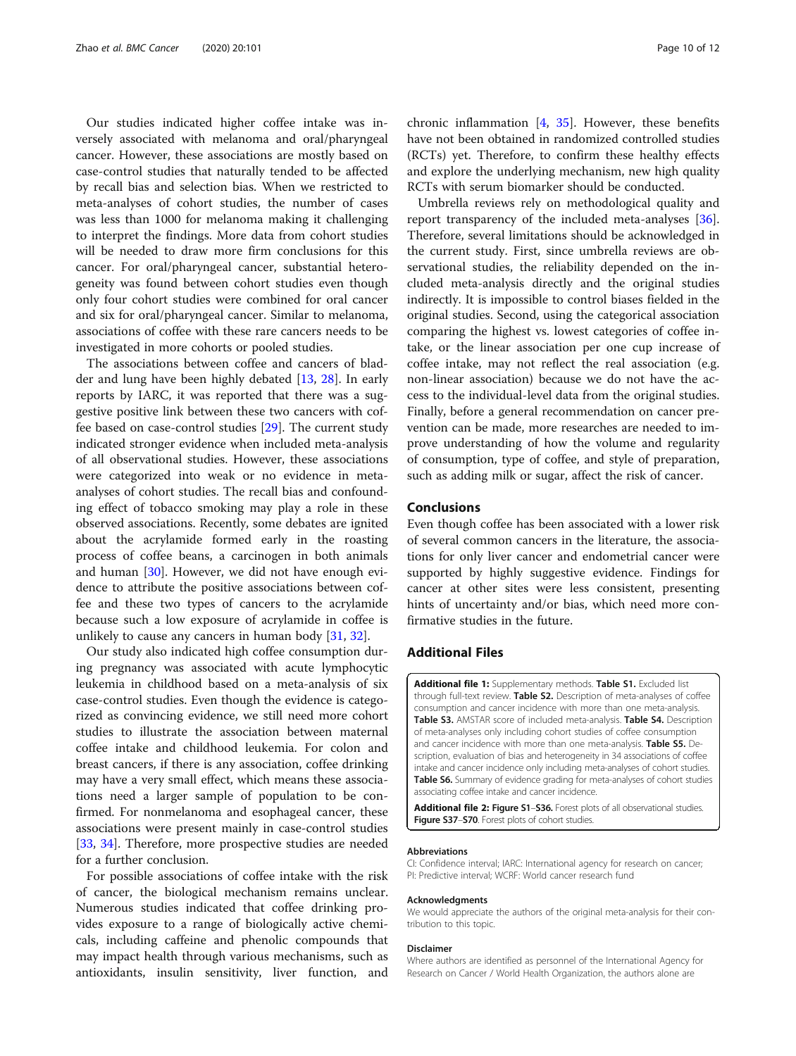Our studies indicated higher coffee intake was inversely associated with melanoma and oral/pharyngeal cancer. However, these associations are mostly based on case-control studies that naturally tended to be affected by recall bias and selection bias. When we restricted to meta-analyses of cohort studies, the number of cases was less than 1000 for melanoma making it challenging to interpret the findings. More data from cohort studies will be needed to draw more firm conclusions for this cancer. For oral/pharyngeal cancer, substantial heterogeneity was found between cohort studies even though only four cohort studies were combined for oral cancer and six for oral/pharyngeal cancer. Similar to melanoma, associations of coffee with these rare cancers needs to be investigated in more cohorts or pooled studies.

The associations between coffee and cancers of bladder and lung have been highly debated [13, 28]. In early reports by IARC, it was reported that there was a suggestive positive link between these two cancers with coffee based on case-control studies [29]. The current study indicated stronger evidence when included meta-analysis of all observational studies. However, these associations were categorized into weak or no evidence in meta-analyses of cohort studies. The recall bias and confounding effect of tobacco smoking may play a role in these observed associations. Recently, some debates are ignited about the acrylamide formed early in the roasting process of coffee beans, a carcinogen in both animals and human [30]. However, we did not have enough evidence to attribute the positive associations between coffee and these two types of cancers to the acrylamide because such a low exposure of acrylamide in coffee is unlikely to cause any cancers in human body [31, 32].

Our study also indicated high coffee consumption during pregnancy was associated with acute lymphocytic leukemia in childhood based on a meta-analysis of six case-control studies. Even though the evidence is categorized as convincing evidence, we still need more cohort studies to illustrate the association between maternal coffee intake and childhood leukemia. For colon and breast cancers, if there is any association, coffee drinking may have a very small effect, which means these associations need a larger sample of population to be confirmed. For nonmelanoma and esophageal cancer, these associations were present mainly in case-control studies [33, 34]. Therefore, more prospective studies are needed for a further conclusion.

For possible associations of coffee intake with the risk of cancer, the biological mechanism remains unclear. Numerous studies indicated that coffee drinking provides exposure to a range of biologically active chemicals, including caffeine and phenolic compounds that may impact health through various mechanisms, such as antioxidants, insulin sensitivity, liver function, and chronic inflammation [4, 35]. However, these benefits have not been obtained in randomized controlled studies (RCTs) yet. Therefore, to confirm these healthy effects and explore the underlying mechanism, new high quality RCTs with serum biomarker should be conducted.

Umbrella reviews rely on methodological quality and report transparency of the included meta-analyses [36]. Therefore, several limitations should be acknowledged in the current study. First, since umbrella reviews are observational studies, the reliability depended on the included meta-analysis directly and the original studies indirectly. It is impossible to control biases fielded in the original studies. Second, using the categorical association comparing the highest vs. lowest categories of coffee intake, or the linear association per one cup increase of coffee intake, may not reflect the real association (e.g. non-linear association) because we do not have the access to the individual-level data from the original studies. Finally, before a general recommendation on cancer prevention can be made, more researches are needed to improve understanding of how the volume and regularity of consumption, type of coffee, and style of preparation, such as adding milk or sugar, affect the risk of cancer.

## Conclusions

Even though coffee has been associated with a lower risk of several common cancers in the literature, the associations for only liver cancer and endometrial cancer were supported by highly suggestive evidence. Findings for cancer at other sites were less consistent, presenting hints of uncertainty and/or bias, which need more confirmative studies in the future.

## Additional Files

**Additional file 1:** Supplementary methods. **Table S1.** Excluded list through full-text review. **Table S2.** Description of meta-analyses of coffee consumption and cancer incidence with more than one meta-analysis. **Table S3.** AMSTAR score of included meta-analysis. **Table S4.** Description of meta-analyses only including cohort studies of coffee consumption and cancer incidence with more than one meta-analysis. **Table S5.** Description, evaluation of bias and heterogeneity in 34 associations of coffee intake and cancer incidence only including meta-analyses of cohort studies. **Table S6.** Summary of evidence grading for meta-analyses of cohort studies associating coffee intake and cancer incidence.

**Additional file 2: Figure S1–S36.** Forest plots of all observational studies. **Figure S37–S70.** Forest plots of cohort studies.

#### Abbreviations

CI: Confidence interval; IARC: International agency for research on cancer; PI: Predictive interval; WCRF: World cancer research fund

#### Acknowledgments

We would appreciate the authors of the original meta-analysis for their contribution to this topic.

#### Disclaimer

Where authors are identified as personnel of the International Agency for Research on Cancer / World Health Organization, the authors alone are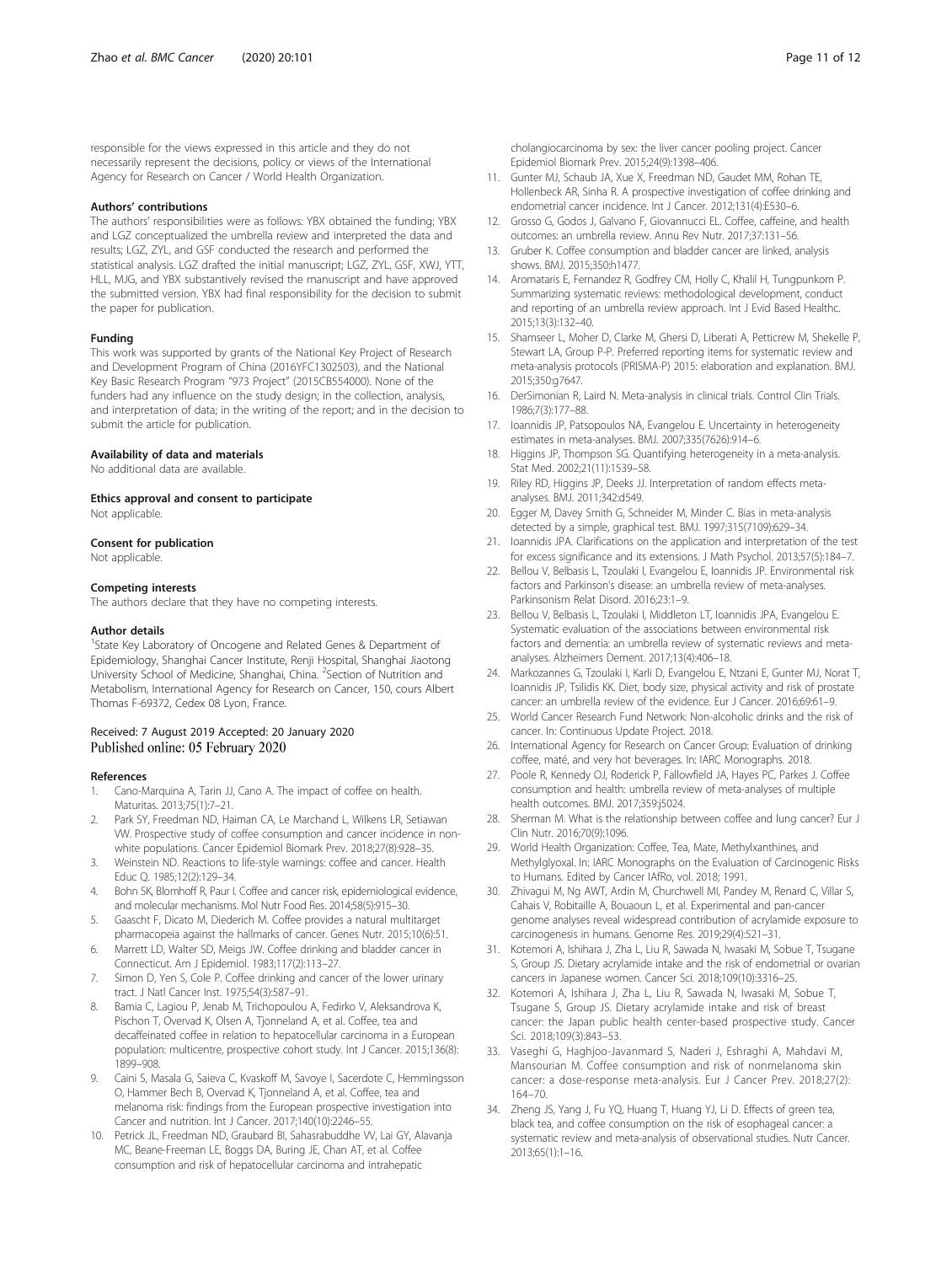responsible for the views expressed in this article and they do not necessarily represent the decisions, policy or views of the International Agency for Research on Cancer / World Health Organization.

#### Authors' contributions

The authors' responsibilities were as follows: YBX obtained the funding; YBX and LGZ conceptualized the umbrella review and interpreted the data and results; LGZ, ZYL, and GSF conducted the research and performed the statistical analysis. LGZ drafted the initial manuscript; LGZ, ZYL, GSF, XWJ, YTT, HLL, MJG, and YBX substantively revised the manuscript and have approved the submitted version. YBX had final responsibility for the decision to submit the paper for publication.

#### Funding

This work was supported by grants of the National Key Project of Research and Development Program of China (2016YFC1302503), and the National Key Basic Research Program "973 Project" (2015CB554000). None of the funders had any influence on the study design; in the collection, analysis, and interpretation of data; in the writing of the report; and in the decision to submit the article for publication.

#### Availability of data and materials

No additional data are available.

#### Ethics approval and consent to participate

Not applicable.

#### Consent for publication

Not applicable.

#### Competing interests

The authors declare that they have no competing interests.

#### Author details

[1]State Key Laboratory of Oncogene and Related Genes & Department of Epidemiology, Shanghai Cancer Institute, Renji Hospital, Shanghai Jiaotong University School of Medicine, Shanghai, China. [2]Section of Nutrition and Metabolism, International Agency for Research on Cancer, 150, cours Albert Thomas F-69372, Cedex 08 Lyon, France.

Received: 7 August 2019 Accepted: 20 January 2020
Published online: 05 February 2020

#### References

1. Cano-Marquina A, Tarin JJ, Cano A. The impact of coffee on health. Maturitas. 2013;75(1):7–21.
2. Park SY, Freedman ND, Haiman CA, Le Marchand L, Wilkens LR, Setiawan VW. Prospective study of coffee consumption and cancer incidence in non-white populations. Cancer Epidemiol Biomark Prev. 2018;27(8):928–35.
3. Weinstein ND. Reactions to life-style warnings: coffee and cancer. Health Educ Q. 1985;12(2):129–34.
4. Bohn SK, Blomhoff R, Paur I. Coffee and cancer risk, epidemiological evidence, and molecular mechanisms. Mol Nutr Food Res. 2014;58(5):915–30.
5. Gaascht F, Dicato M, Diederich M. Coffee provides a natural multitarget pharmacopeia against the hallmarks of cancer. Genes Nutr. 2015;10(6):51.
6. Marrett LD, Walter SD, Meigs JW. Coffee drinking and bladder cancer in Connecticut. Am J Epidemiol. 1983;117(2):113–27.
7. Simon D, Yen S, Cole P. Coffee drinking and cancer of the lower urinary tract. J Natl Cancer Inst. 1975;54(3):587–91.
8. Bamia C, Lagiou P, Jenab M, Trichopoulou A, Fedirko V, Aleksandrova K, Pischon T, Overvad K, Olsen A, Tjonneland A, et al. Coffee, tea and decaffeinated coffee in relation to hepatocellular carcinoma in a European population: multicentre, prospective cohort study. Int J Cancer. 2015;136(8):1899–908.
9. Caini S, Masala G, Saieva C, Kvaskoff M, Savoye I, Sacerdote C, Hemmingsson O, Hammer Bech B, Overvad K, Tjonneland A, et al. Coffee, tea and melanoma risk: findings from the European prospective investigation into Cancer and nutrition. Int J Cancer. 2017;140(10):2246–55.
10. Petrick JL, Freedman ND, Graubard BI, Sahasrabuddhe VV, Lai GY, Alavanja MC, Beane-Freeman LE, Boggs DA, Buring JE, Chan AT, et al. Coffee consumption and risk of hepatocellular carcinoma and intrahepatic cholangiocarcinoma by sex: the liver cancer pooling project. Cancer Epidemiol Biomark Prev. 2015;24(9):1398–406.
11. Gunter MJ, Schaub JA, Xue X, Freedman ND, Gaudet MM, Rohan TE, Hollenbeck AR, Sinha R. A prospective investigation of coffee drinking and endometrial cancer incidence. Int J Cancer. 2012;131(4):E530–6.
12. Grosso G, Godos J, Galvano F, Giovannucci EL. Coffee, caffeine, and health outcomes: an umbrella review. Annu Rev Nutr. 2017;37:131–56.
13. Gruber K. Coffee consumption and bladder cancer are linked, analysis shows. BMJ. 2015;350:h1477.
14. Aromataris E, Fernandez R, Godfrey CM, Holly C, Khalil H, Tungpunkom P. Summarizing systematic reviews: methodological development, conduct and reporting of an umbrella review approach. Int J Evid Based Healthc. 2015;13(3):132–40.
15. Shamseer L, Moher D, Clarke M, Ghersi D, Liberati A, Petticrew M, Shekelle P, Stewart LA, Group P-P. Preferred reporting items for systematic review and meta-analysis protocols (PRISMA-P) 2015: elaboration and explanation. BMJ. 2015;350:g7647.
16. DerSimonian R, Laird N. Meta-analysis in clinical trials. Control Clin Trials. 1986;7(3):177–88.
17. Ioannidis JP, Patsopoulos NA, Evangelou E. Uncertainty in heterogeneity estimates in meta-analyses. BMJ. 2007;335(7626):914–6.
18. Higgins JP, Thompson SG. Quantifying heterogeneity in a meta-analysis. Stat Med. 2002;21(11):1539–58.
19. Riley RD, Higgins JP, Deeks JJ. Interpretation of random effects meta-analyses. BMJ. 2011;342:d549.
20. Egger M, Davey Smith G, Schneider M, Minder C. Bias in meta-analysis detected by a simple, graphical test. BMJ. 1997;315(7109):629–34.
21. Ioannidis JPA. Clarifications on the application and interpretation of the test for excess significance and its extensions. J Math Psychol. 2013;57(5):184–7.
22. Bellou V, Belbasis L, Tzoulaki I, Evangelou E, Ioannidis JP. Environmental risk factors and Parkinson's disease: an umbrella review of meta-analyses. Parkinsonism Relat Disord. 2016;23:1–9.
23. Bellou V, Belbasis L, Tzoulaki I, Middleton LT, Ioannidis JPA, Evangelou E. Systematic evaluation of the associations between environmental risk factors and dementia: an umbrella review of systematic reviews and meta-analyses. Alzheimers Dement. 2017;13(4):406–18.
24. Markozannes G, Tzoulaki I, Karli D, Evangelou E, Ntzani E, Gunter MJ, Norat T, Ioannidis JP, Tsilidis KK. Diet, body size, physical activity and risk of prostate cancer: an umbrella review of the evidence. Eur J Cancer. 2016;69:61–9.
25. World Cancer Research Fund Network: Non-alcoholic drinks and the risk of cancer. In: Continuous Update Project. 2018.
26. International Agency for Research on Cancer Group: Evaluation of drinking coffee, maté, and very hot beverages. In: IARC Monographs. 2018.
27. Poole R, Kennedy OJ, Roderick P, Fallowfield JA, Hayes PC, Parkes J. Coffee consumption and health: umbrella review of meta-analyses of multiple health outcomes. BMJ. 2017;359:j5024.
28. Sherman M. What is the relationship between coffee and lung cancer? Eur J Clin Nutr. 2016;70(9):1096.
29. World Health Organization: Coffee, Tea, Mate, Methylxanthines, and Methylglyoxal. In: IARC Monographs on the Evaluation of Carcinogenic Risks to Humans. Edited by Cancer IAfRo, vol. 2018; 1991.
30. Zhivagui M, Ng AWT, Ardin M, Churchwell MI, Pandey M, Renard C, Villar S, Cahais V, Robitaille A, Bouaoun L, et al. Experimental and pan-cancer genome analyses reveal widespread contribution of acrylamide exposure to carcinogenesis in humans. Genome Res. 2019;29(4):521–31.
31. Kotemori A, Ishihara J, Zha L, Liu R, Sawada N, Iwasaki M, Sobue T, Tsugane S, Group JS. Dietary acrylamide intake and the risk of endometrial or ovarian cancers in Japanese women. Cancer Sci. 2018;109(10):3316–25.
32. Kotemori A, Ishihara J, Zha L, Liu R, Sawada N, Iwasaki M, Sobue T, Tsugane S, Group JS. Dietary acrylamide intake and risk of breast cancer: the Japan public health center-based prospective study. Cancer Sci. 2018;109(3):843–53.
33. Vaseghi G, Haghjoo-Javanmard S, Naderi J, Eshraghi A, Mahdavi M, Mansourian M. Coffee consumption and risk of nonmelanoma skin cancer: a dose-response meta-analysis. Eur J Cancer Prev. 2018;27(2):164–70.
34. Zheng JS, Yang J, Fu YQ, Huang T, Huang YJ, Li D. Effects of green tea, black tea, and coffee consumption on the risk of esophageal cancer: a systematic review and meta-analysis of observational studies. Nutr Cancer. 2013;65(1):1–16.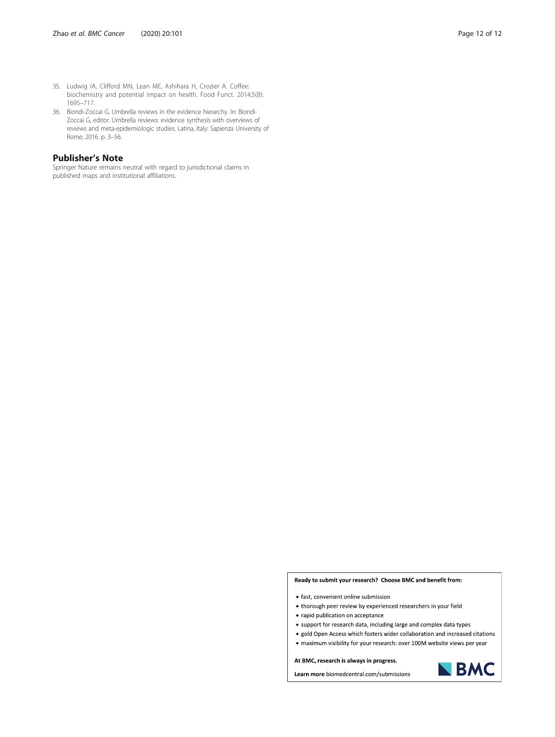35. Ludwig IA, Clifford MN, Lean ME, Ashihara H, Crozier A. Coffee: biochemistry and potential impact on health. Food Funct. 2014;5(8): 1695–717.
36. Biondi-Zoccai G. Umbrella reviews in the evidence hierarchy. In: Biondi-Zoccai G, editor. Umbrella reviews: evidence synthesis with overviews of reviews and meta-epidemiologic studies. Latina, Italy: Sapienza University of Rome; 2016. p. 3–56.

## Publisher's Note

Springer Nature remains neutral with regard to jurisdictional claims in published maps and institutional affiliations.

**Ready to submit your research? Choose BMC and benefit from:**

- fast, convenient online submission
- thorough peer review by experienced researchers in your field
- rapid publication on acceptance
- support for research data, including large and complex data types
- gold Open Access which fosters wider collaboration and increased citations
- maximum visibility for your research: over 100M website views per year

**At BMC, research is always in progress.**

**Learn more** biomedcentral.com/submissions

BMC